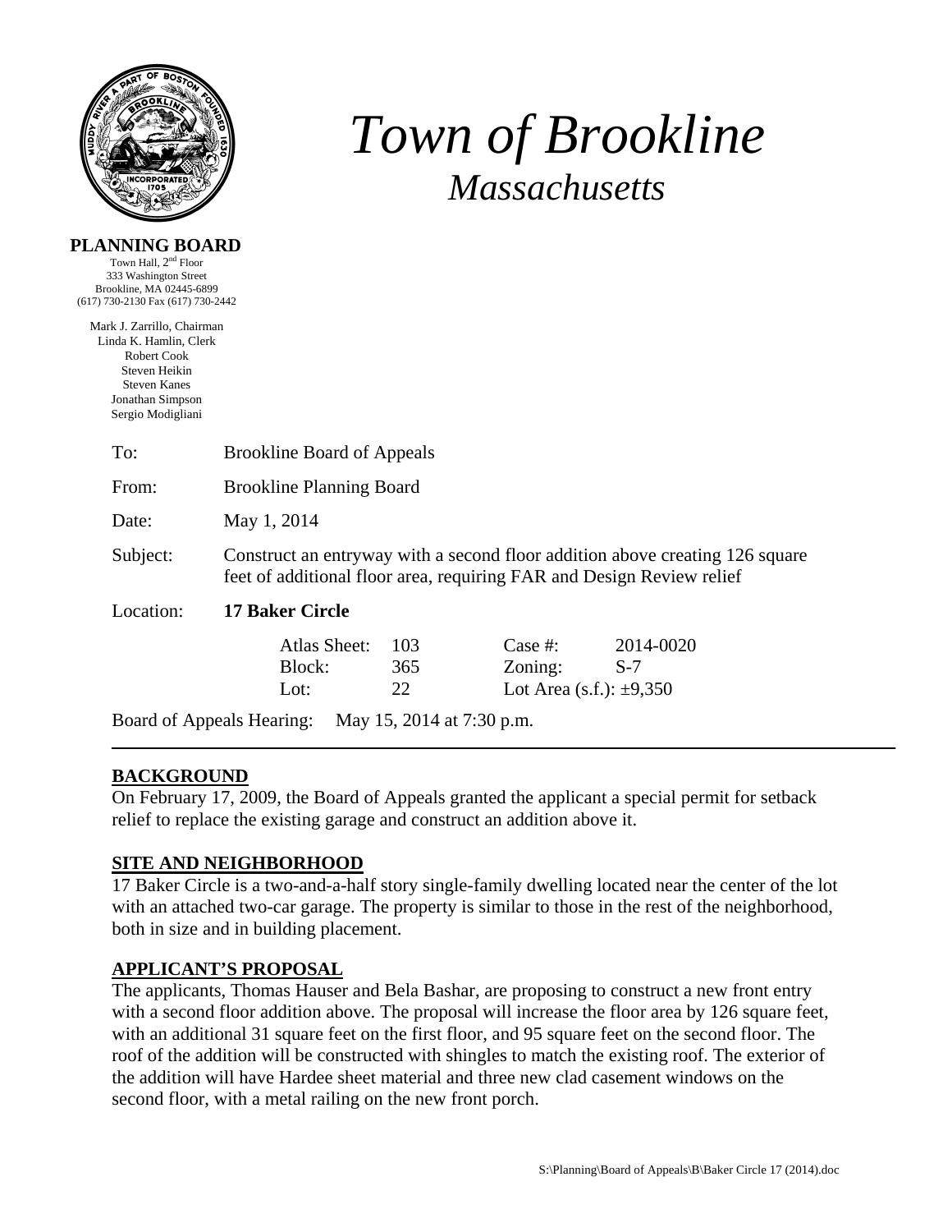# *Town of Brookline*

## *Massachusetts*

**PLANNING BOARD**

Town Hall, 2nd Floor
333 Washington Street
Brookline, MA 02445-6899
(617) 730-2130 Fax (617) 730-2442

Mark J. Zarrillo, Chairman
Linda K. Hamlin, Clerk
Robert Cook
Steven Heikin
Steven Kanes
Jonathan Simpson
Sergio Modigliani

| | |
|---|---|
| To: | Brookline Board of Appeals |
| From: | Brookline Planning Board |
| Date: | May 1, 2014 |
| Subject: | Construct an entryway with a second floor addition above creating 126 square feet of additional floor area, requiring FAR and Design Review relief |
| Location: | **17 Baker Circle** |

| | | | |
|---|---|---|---|
| Atlas Sheet: | 103 | Case #: | 2014-0020 |
| Block: | 365 | Zoning: | S-7 |
| Lot: | 22 | Lot Area (s.f.): | ±9,350 |

Board of Appeals Hearing: May 15, 2014 at 7:30 p.m.

---

## BACKGROUND

On February 17, 2009, the Board of Appeals granted the applicant a special permit for setback relief to replace the existing garage and construct an addition above it.

## SITE AND NEIGHBORHOOD

17 Baker Circle is a two-and-a-half story single-family dwelling located near the center of the lot with an attached two-car garage. The property is similar to those in the rest of the neighborhood, both in size and in building placement.

## APPLICANT'S PROPOSAL

The applicants, Thomas Hauser and Bela Bashar, are proposing to construct a new front entry with a second floor addition above. The proposal will increase the floor area by 126 square feet, with an additional 31 square feet on the first floor, and 95 square feet on the second floor. The roof of the addition will be constructed with shingles to match the existing roof. The exterior of the addition will have Hardee sheet material and three new clad casement windows on the second floor, with a metal railing on the new front porch.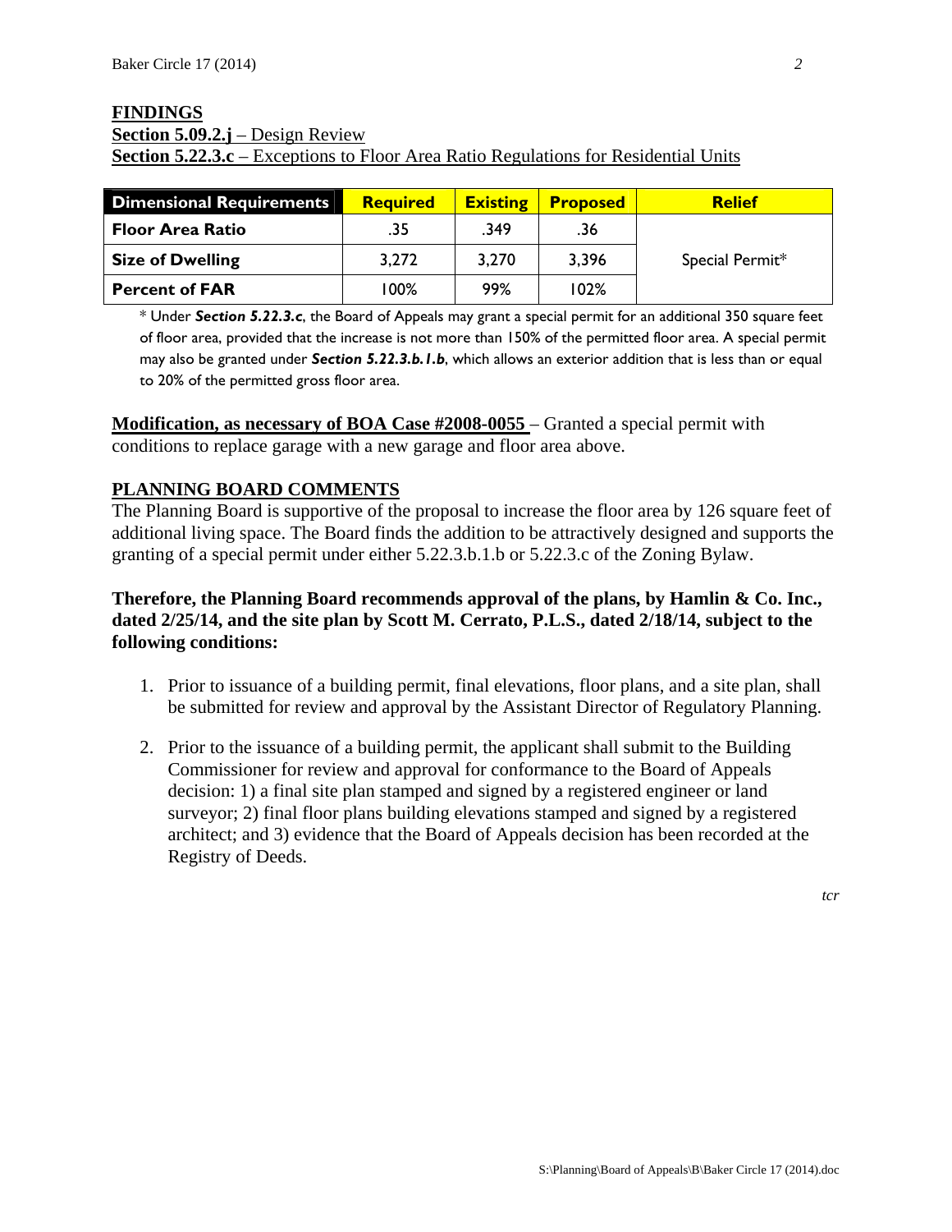## FINDINGS

**Section 5.09.2.j** – Design Review

**Section 5.22.3.c** – Exceptions to Floor Area Ratio Regulations for Residential Units

| Dimensional Requirements | Required | Existing | Proposed | Relief |
|---|---|---|---|---|
| Floor Area Ratio | .35 | .349 | .36 | Special Permit* |
| Size of Dwelling | 3,272 | 3,270 | 3,396 | |
| Percent of FAR | 100% | 99% | 102% | |

\* Under ***Section 5.22.3.c***, the Board of Appeals may grant a special permit for an additional 350 square feet of floor area, provided that the increase is not more than 150% of the permitted floor area. A special permit may also be granted under ***Section 5.22.3.b.1.b***, which allows an exterior addition that is less than or equal to 20% of the permitted gross floor area.

**Modification, as necessary of BOA Case #2008-0055** – Granted a special permit with conditions to replace garage with a new garage and floor area above.

## PLANNING BOARD COMMENTS

The Planning Board is supportive of the proposal to increase the floor area by 126 square feet of additional living space. The Board finds the addition to be attractively designed and supports the granting of a special permit under either 5.22.3.b.1.b or 5.22.3.c of the Zoning Bylaw.

**Therefore, the Planning Board recommends approval of the plans, by Hamlin & Co. Inc., dated 2/25/14, and the site plan by Scott M. Cerrato, P.L.S., dated 2/18/14, subject to the following conditions:**

1. Prior to issuance of a building permit, final elevations, floor plans, and a site plan, shall be submitted for review and approval by the Assistant Director of Regulatory Planning.

2. Prior to the issuance of a building permit, the applicant shall submit to the Building Commissioner for review and approval for conformance to the Board of Appeals decision: 1) a final site plan stamped and signed by a registered engineer or land surveyor; 2) final floor plans building elevations stamped and signed by a registered architect; and 3) evidence that the Board of Appeals decision has been recorded at the Registry of Deeds.

*tcr*